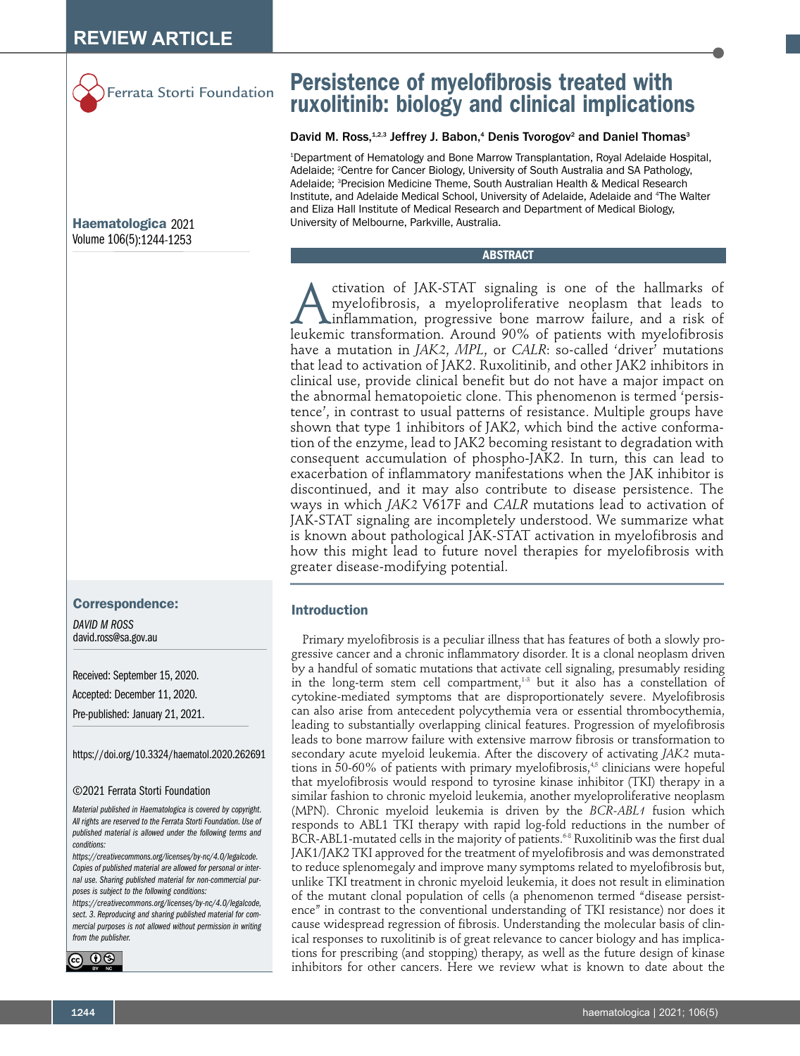REVIEW ARTICLE

# Persistence of myelofibrosis treated with ruxolitinib: biology and clinical implications

David M. Ross,[1,2,3] Jeffrey J. Babon,[4] Denis Tvorogov[2] and Daniel Thomas[3]

[1]Department of Hematology and Bone Marrow Transplantation, Royal Adelaide Hospital, Adelaide; [2]Centre for Cancer Biology, University of South Australia and SA Pathology, Adelaide; [3]Precision Medicine Theme, South Australian Health & Medical Research Institute, and Adelaide Medical School, University of Adelaide, Adelaide and [4]The Walter and Eliza Hall Institute of Medical Research and Department of Medical Biology, University of Melbourne, Parkville, Australia.

**Correspondence:**

*DAVID M ROSS*
david.ross@sa.gov.au

Received: September 15, 2020.
Accepted: December 11, 2020.
Pre-published: January 21, 2021.

https://doi.org/10.3324/haematol.2020.262691

©2021 Ferrata Storti Foundation

*Material published in Haematologica is covered by copyright. All rights are reserved to the Ferrata Storti Foundation. Use of published material is allowed under the following terms and conditions:*
*https://creativecommons.org/licenses/by-nc/4.0/legalcode. Copies of published material are allowed for personal or internal use. Sharing published material for non-commercial purposes is subject to the following conditions:*
*https://creativecommons.org/licenses/by-nc/4.0/legalcode, sect. 3. Reproducing and sharing published material for commercial purposes is not allowed without permission in writing from the publisher.*

## ABSTRACT

Activation of JAK-STAT signaling is one of the hallmarks of myelofibrosis, a myeloproliferative neoplasm that leads to inflammation, progressive bone marrow failure, and a risk of leukemic transformation. Around 90% of patients with myelofibrosis have a mutation in *JAK2*, *MPL*, or *CALR*: so-called 'driver' mutations that lead to activation of JAK2. Ruxolitinib, and other JAK2 inhibitors in clinical use, provide clinical benefit but do not have a major impact on the abnormal hematopoietic clone. This phenomenon is termed 'persistence', in contrast to usual patterns of resistance. Multiple groups have shown that type 1 inhibitors of JAK2, which bind the active conformation of the enzyme, lead to JAK2 becoming resistant to degradation with consequent accumulation of phospho-JAK2. In turn, this can lead to exacerbation of inflammatory manifestations when the JAK inhibitor is discontinued, and it may also contribute to disease persistence. The ways in which *JAK2* V617F and *CALR* mutations lead to activation of JAK-STAT signaling are incompletely understood. We summarize what is known about pathological JAK-STAT activation in myelofibrosis and how this might lead to future novel therapies for myelofibrosis with greater disease-modifying potential.

## Introduction

Primary myelofibrosis is a peculiar illness that has features of both a slowly progressive cancer and a chronic inflammatory disorder. It is a clonal neoplasm driven by a handful of somatic mutations that activate cell signaling, presumably residing in the long-term stem cell compartment,[1-3] but it also has a constellation of cytokine-mediated symptoms that are disproportionately severe. Myelofibrosis can also arise from antecedent polycythemia vera or essential thrombocythemia, leading to substantially overlapping clinical features. Progression of myelofibrosis leads to bone marrow failure with extensive marrow fibrosis or transformation to secondary acute myeloid leukemia. After the discovery of activating *JAK2* mutations in 50-60% of patients with primary myelofibrosis,[4,5] clinicians were hopeful that myelofibrosis would respond to tyrosine kinase inhibitor (TKI) therapy in a similar fashion to chronic myeloid leukemia, another myeloproliferative neoplasm (MPN). Chronic myeloid leukemia is driven by the *BCR-ABL1* fusion which responds to ABL1 TKI therapy with rapid log-fold reductions in the number of BCR-ABL1-mutated cells in the majority of patients.[6-8] Ruxolitinib was the first dual JAK1/JAK2 TKI approved for the treatment of myelofibrosis and was demonstrated to reduce splenomegaly and improve many symptoms related to myelofibrosis but, unlike TKI treatment in chronic myeloid leukemia, it does not result in elimination of the mutant clonal population of cells (a phenomenon termed "disease persistence" in contrast to the conventional understanding of TKI resistance) nor does it cause widespread regression of fibrosis. Understanding the molecular basis of clinical responses to ruxolitinib is of great relevance to cancer biology and has implications for prescribing (and stopping) therapy, as well as the future design of kinase inhibitors for other cancers. Here we review what is known to date about the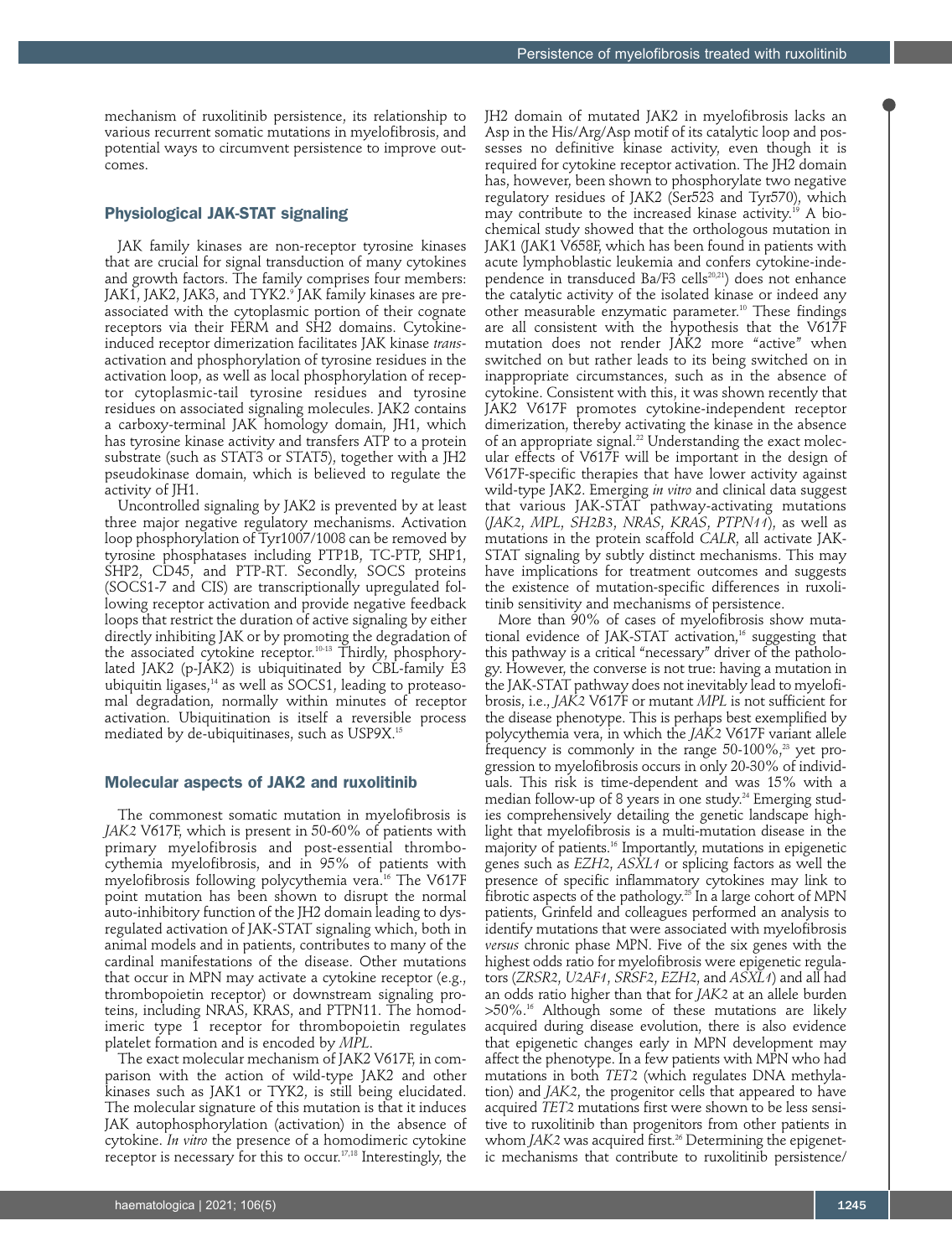mechanism of ruxolitinib persistence, its relationship to various recurrent somatic mutations in myelofibrosis, and potential ways to circumvent persistence to improve outcomes.

## Physiological JAK-STAT signaling

JAK family kinases are non-receptor tyrosine kinases that are crucial for signal transduction of many cytokines and growth factors. The family comprises four members: JAK1, JAK2, JAK3, and TYK2.[9] JAK family kinases are pre-associated with the cytoplasmic portion of their cognate receptors via their FERM and SH2 domains. Cytokine-induced receptor dimerization facilitates JAK kinase *trans*-activation and phosphorylation of tyrosine residues in the activation loop, as well as local phosphorylation of receptor cytoplasmic-tail tyrosine residues and tyrosine residues on associated signaling molecules. JAK2 contains a carboxy-terminal JAK homology domain, JH1, which has tyrosine kinase activity and transfers ATP to a protein substrate (such as STAT3 or STAT5), together with a JH2 pseudokinase domain, which is believed to regulate the activity of JH1.

Uncontrolled signaling by JAK2 is prevented by at least three major negative regulatory mechanisms. Activation loop phosphorylation of Tyr1007/1008 can be removed by tyrosine phosphatases including PTP1B, TC-PTP, SHP1, SHP2, CD45, and PTP-RT. Secondly, SOCS proteins (SOCS1-7 and CIS) are transcriptionally upregulated following receptor activation and provide negative feedback loops that restrict the duration of active signaling by either directly inhibiting JAK or by promoting the degradation of the associated cytokine receptor.[10-13] Thirdly, phosphorylated JAK2 (p-JAK2) is ubiquitinated by CBL-family E3 ubiquitin ligases,[14] as well as SOCS1, leading to proteasomal degradation, normally within minutes of receptor activation. Ubiquitination is itself a reversible process mediated by de-ubiquitinases, such as USP9X.[15]

## Molecular aspects of JAK2 and ruxolitinib

The commonest somatic mutation in myelofibrosis is *JAK2* V617F, which is present in 50-60% of patients with primary myelofibrosis and post-essential thrombocythemia myelofibrosis, and in 95% of patients with myelofibrosis following polycythemia vera.[16] The V617F point mutation has been shown to disrupt the normal auto-inhibitory function of the JH2 domain leading to dysregulated activation of JAK-STAT signaling which, both in animal models and in patients, contributes to many of the cardinal manifestations of the disease. Other mutations that occur in MPN may activate a cytokine receptor (e.g., thrombopoietin receptor) or downstream signaling proteins, including NRAS, KRAS, and PTPN11. The homodimeric type 1 receptor for thrombopoietin regulates platelet formation and is encoded by *MPL*.

The exact molecular mechanism of JAK2 V617F, in comparison with the action of wild-type JAK2 and other kinases such as JAK1 or TYK2, is still being elucidated. The molecular signature of this mutation is that it induces JAK autophosphorylation (activation) in the absence of cytokine. *In vitro* the presence of a homodimeric cytokine receptor is necessary for this to occur.[17,18] Interestingly, the JH2 domain of mutated JAK2 in myelofibrosis lacks an Asp in the His/Arg/Asp motif of its catalytic loop and possesses no definitive kinase activity, even though it is required for cytokine receptor activation. The JH2 domain has, however, been shown to phosphorylate two negative regulatory residues of JAK2 (Ser523 and Tyr570), which may contribute to the increased kinase activity.[19] A biochemical study showed that the orthologous mutation in JAK1 (JAK1 V658F, which has been found in patients with acute lymphoblastic leukemia and confers cytokine-independence in transduced Ba/F3 cells[20,21]) does not enhance the catalytic activity of the isolated kinase or indeed any other measurable enzymatic parameter.[10] These findings are all consistent with the hypothesis that the V617F mutation does not render JAK2 more "active" when switched on but rather leads to its being switched on in inappropriate circumstances, such as in the absence of cytokine. Consistent with this, it was shown recently that JAK2 V617F promotes cytokine-independent receptor dimerization, thereby activating the kinase in the absence of an appropriate signal.[22] Understanding the exact molecular effects of V617F will be important in the design of V617F-specific therapies that have lower activity against wild-type JAK2. Emerging *in vitro* and clinical data suggest that various JAK-STAT pathway-activating mutations (*JAK2*, *MPL*, *SH2B3*, *NRAS*, *KRAS*, *PTPN11*), as well as mutations in the protein scaffold *CALR*, all activate JAK-STAT signaling by subtly distinct mechanisms. This may have implications for treatment outcomes and suggests the existence of mutation-specific differences in ruxolitinib sensitivity and mechanisms of persistence.

More than 90% of cases of myelofibrosis show mutational evidence of JAK-STAT activation,[16] suggesting that this pathway is a critical "necessary" driver of the pathology. However, the converse is not true: having a mutation in the JAK-STAT pathway does not inevitably lead to myelofibrosis, i.e., *JAK2* V617F or mutant *MPL* is not sufficient for the disease phenotype. This is perhaps best exemplified by polycythemia vera, in which the *JAK2* V617F variant allele frequency is commonly in the range 50-100%,[23] yet progression to myelofibrosis occurs in only 20-30% of individuals. This risk is time-dependent and was 15% with a median follow-up of 8 years in one study.[24] Emerging studies comprehensively detailing the genetic landscape highlight that myelofibrosis is a multi-mutation disease in the majority of patients.[16] Importantly, mutations in epigenetic genes such as *EZH2*, *ASXL1* or splicing factors as well the presence of specific inflammatory cytokines may link to fibrotic aspects of the pathology.[25] In a large cohort of MPN patients, Grinfeld and colleagues performed an analysis to identify mutations that were associated with myelofibrosis *versus* chronic phase MPN. Five of the six genes with the highest odds ratio for myelofibrosis were epigenetic regulators (*ZRSR2*, *U2AF1*, *SRSF2*, *EZH2*, and *ASXL1*) and all had an odds ratio higher than that for *JAK2* at an allele burden >50%.[16] Although some of these mutations are likely acquired during disease evolution, there is also evidence that epigenetic changes early in MPN development may affect the phenotype. In a few patients with MPN who had mutations in both *TET2* (which regulates DNA methylation) and *JAK2*, the progenitor cells that appeared to have acquired *TET2* mutations first were shown to be less sensitive to ruxolitinib than progenitors from other patients in whom *JAK2* was acquired first.[26] Determining the epigenetic mechanisms that contribute to ruxolitinib persistence/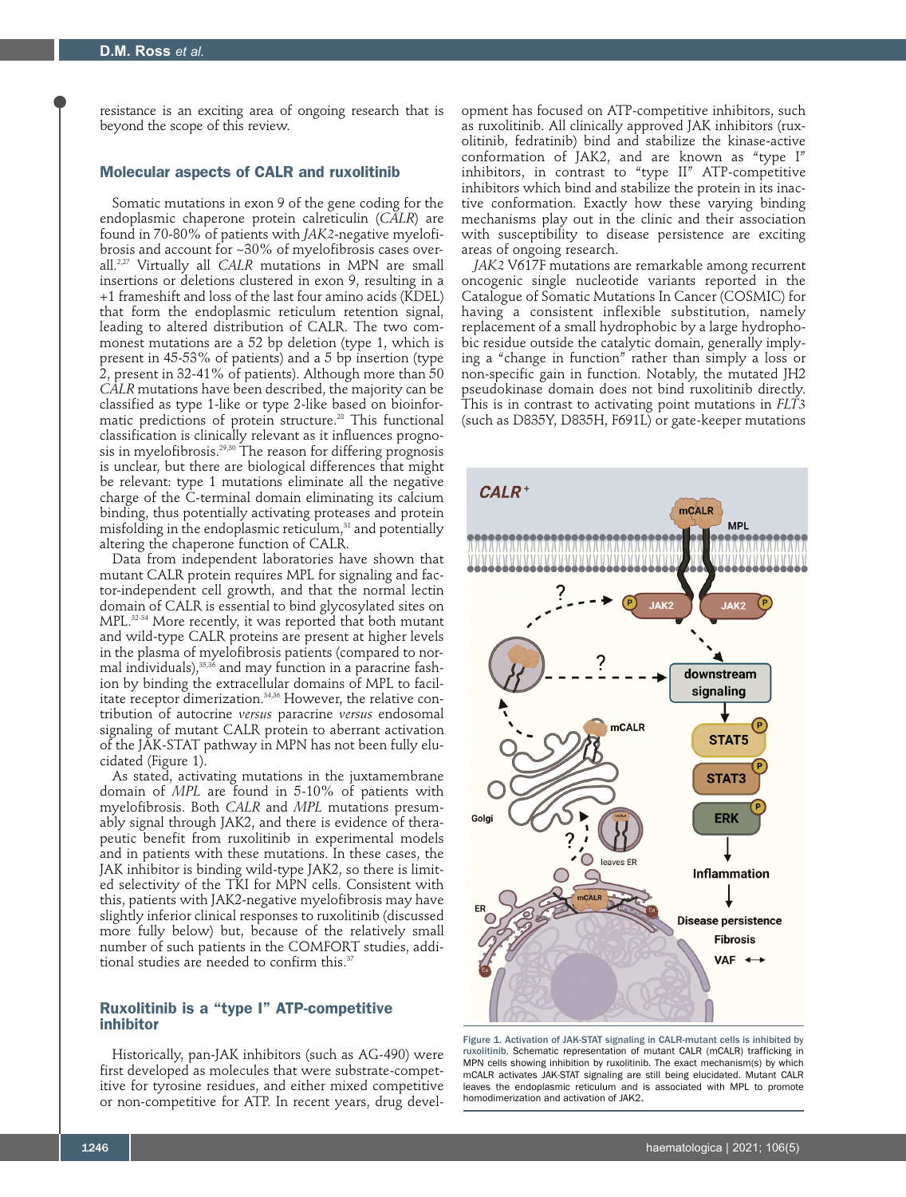resistance is an exciting area of ongoing research that is beyond the scope of this review.

## Molecular aspects of CALR and ruxolitinib

Somatic mutations in exon 9 of the gene coding for the endoplasmic chaperone protein calreticulin (*CALR*) are found in 70-80% of patients with *JAK2*-negative myelofibrosis and account for ~30% of myelofibrosis cases overall.[2,27] Virtually all *CALR* mutations in MPN are small insertions or deletions clustered in exon 9, resulting in a +1 frameshift and loss of the last four amino acids (KDEL) that form the endoplasmic reticulum retention signal, leading to altered distribution of CALR. The two commonest mutations are a 52 bp deletion (type 1, which is present in 45-53% of patients) and a 5 bp insertion (type 2, present in 32-41% of patients). Although more than 50 *CALR* mutations have been described, the majority can be classified as type 1-like or type 2-like based on bioinformatic predictions of protein structure.[28] This functional classification is clinically relevant as it influences prognosis in myelofibrosis.[29,30] The reason for differing prognosis is unclear, but there are biological differences that might be relevant: type 1 mutations eliminate all the negative charge of the C-terminal domain eliminating its calcium binding, thus potentially activating proteases and protein misfolding in the endoplasmic reticulum,[31] and potentially altering the chaperone function of CALR.

Data from independent laboratories have shown that mutant CALR protein requires MPL for signaling and factor-independent cell growth, and that the normal lectin domain of CALR is essential to bind glycosylated sites on MPL.[32-34] More recently, it was reported that both mutant and wild-type CALR proteins are present at higher levels in the plasma of myelofibrosis patients (compared to normal individuals),[35,36] and may function in a paracrine fashion by binding the extracellular domains of MPL to facilitate receptor dimerization.[34,36] However, the relative contribution of autocrine *versus* paracrine *versus* endosomal signaling of mutant CALR protein to aberrant activation of the JAK-STAT pathway in MPN has not been fully elucidated (Figure 1).

As stated, activating mutations in the juxtamembrane domain of *MPL* are found in 5-10% of patients with myelofibrosis. Both *CALR* and *MPL* mutations presumably signal through JAK2, and there is evidence of therapeutic benefit from ruxolitinib in experimental models and in patients with these mutations. In these cases, the JAK inhibitor is binding wild-type JAK2, so there is limited selectivity of the TKI for MPN cells. Consistent with this, patients with JAK2-negative myelofibrosis may have slightly inferior clinical responses to ruxolitinib (discussed more fully below) but, because of the relatively small number of such patients in the COMFORT studies, additional studies are needed to confirm this.[37]

## Ruxolitinib is a "type I" ATP-competitive inhibitor

Historically, pan-JAK inhibitors (such as AG-490) were first developed as molecules that were substrate-competitive for tyrosine residues, and either mixed competitive or non-competitive for ATP. In recent years, drug development has focused on ATP-competitive inhibitors, such as ruxolitinib. All clinically approved JAK inhibitors (ruxolitinib, fedratinib) bind and stabilize the kinase-active conformation of JAK2, and are known as "type I" inhibitors, in contrast to "type II" ATP-competitive inhibitors which bind and stabilize the protein in its inactive conformation. Exactly how these varying binding mechanisms play out in the clinic and their association with susceptibility to disease persistence are exciting areas of ongoing research.

*JAK2* V617F mutations are remarkable among recurrent oncogenic single nucleotide variants reported in the Catalogue of Somatic Mutations In Cancer (COSMIC) for having a consistent inflexible substitution, namely replacement of a small hydrophobic by a large hydrophobic residue outside the catalytic domain, generally implying a "change in function" rather than simply a loss or non-specific gain in function. Notably, the mutated JH2 pseudokinase domain does not bind ruxolitinib directly. This is in contrast to activating point mutations in *FLT3* (such as D835Y, D835H, F691L) or gate-keeper mutations

CALR+
mCALR
MPL
?
JAK2
JAK2
?
downstream signaling
mCALR
STAT5
STAT3
ERK
Golgi
?
leaves ER
Inflammation
ER
mCALR
Disease persistence
Fibrosis
VAF ↔

Figure 1. Activation of JAK-STAT signaling in CALR-mutant cells is inhibited by ruxolitinib. Schematic representation of mutant CALR (mCALR) trafficking in MPN cells showing inhibition by ruxolitinib. The exact mechanism(s) by which mCALR activates JAK-STAT signaling are still being elucidated. Mutant CALR leaves the endoplasmic reticulum and is associated with MPL to promote homodimerization and activation of JAK2.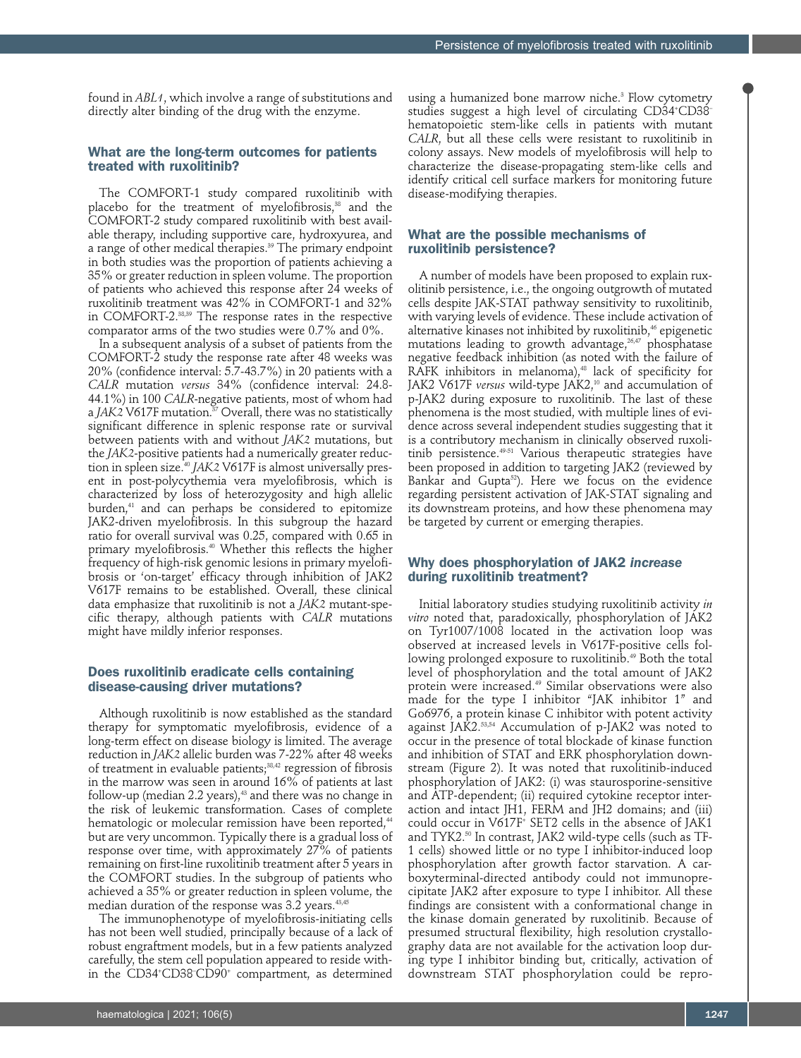found in *ABL1*, which involve a range of substitutions and directly alter binding of the drug with the enzyme.

## What are the long-term outcomes for patients treated with ruxolitinib?

The COMFORT-1 study compared ruxolitinib with placebo for the treatment of myelofibrosis,[38] and the COMFORT-2 study compared ruxolitinib with best available therapy, including supportive care, hydroxyurea, and a range of other medical therapies.[39] The primary endpoint in both studies was the proportion of patients achieving a 35% or greater reduction in spleen volume. The proportion of patients who achieved this response after 24 weeks of ruxolitinib treatment was 42% in COMFORT-1 and 32% in COMFORT-2.[38,39] The response rates in the respective comparator arms of the two studies were 0.7% and 0%.

In a subsequent analysis of a subset of patients from the COMFORT-2 study the response rate after 48 weeks was 20% (confidence interval: 5.7-43.7%) in 20 patients with a *CALR* mutation *versus* 34% (confidence interval: 24.8-44.1%) in 100 *CALR*-negative patients, most of whom had a *JAK2* V617F mutation.[37] Overall, there was no statistically significant difference in splenic response rate or survival between patients with and without *JAK2* mutations, but the *JAK2*-positive patients had a numerically greater reduction in spleen size.[40] *JAK2* V617F is almost universally present in post-polycythemia vera myelofibrosis, which is characterized by loss of heterozygosity and high allelic burden,[41] and can perhaps be considered to epitomize JAK2-driven myelofibrosis. In this subgroup the hazard ratio for overall survival was 0.25, compared with 0.65 in primary myelofibrosis.[40] Whether this reflects the higher frequency of high-risk genomic lesions in primary myelofibrosis or 'on-target' efficacy through inhibition of JAK2 V617F remains to be established. Overall, these clinical data emphasize that ruxolitinib is not a *JAK2* mutant-specific therapy, although patients with *CALR* mutations might have mildly inferior responses.

## Does ruxolitinib eradicate cells containing disease-causing driver mutations?

Although ruxolitinib is now established as the standard therapy for symptomatic myelofibrosis, evidence of a long-term effect on disease biology is limited. The average reduction in *JAK2* allelic burden was 7-22% after 48 weeks of treatment in evaluable patients;[38,42] regression of fibrosis in the marrow was seen in around 16% of patients at last follow-up (median 2.2 years),[43] and there was no change in the risk of leukemic transformation. Cases of complete hematologic or molecular remission have been reported,[44] but are very uncommon. Typically there is a gradual loss of response over time, with approximately 27% of patients remaining on first-line ruxolitinib treatment after 5 years in the COMFORT studies. In the subgroup of patients who achieved a 35% or greater reduction in spleen volume, the median duration of the response was 3.2 years.[43,45]

The immunophenotype of myelofibrosis-initiating cells has not been well studied, principally because of a lack of robust engraftment models, but in a few patients analyzed carefully, the stem cell population appeared to reside within the $CD34^{+}CD38^{-}CD90^{+}$ compartment, as determined using a humanized bone marrow niche.[3] Flow cytometry studies suggest a high level of circulating $CD34^{+}CD38^{-}$ hematopoietic stem-like cells in patients with mutant *CALR*, but all these cells were resistant to ruxolitinib in colony assays. New models of myelofibrosis will help to characterize the disease-propagating stem-like cells and identify critical cell surface markers for monitoring future disease-modifying therapies.

## What are the possible mechanisms of ruxolitinib persistence?

A number of models have been proposed to explain ruxolitinib persistence, i.e., the ongoing outgrowth of mutated cells despite JAK-STAT pathway sensitivity to ruxolitinib, with varying levels of evidence. These include activation of alternative kinases not inhibited by ruxolitinib,[46] epigenetic mutations leading to growth advantage,[26,47] phosphatase negative feedback inhibition (as noted with the failure of RAFK inhibitors in melanoma),[48] lack of specificity for JAK2 V617F *versus* wild-type JAK2,[10] and accumulation of p-JAK2 during exposure to ruxolitinib. The last of these phenomena is the most studied, with multiple lines of evidence across several independent studies suggesting that it is a contributory mechanism in clinically observed ruxolitinib persistence.[49-51] Various therapeutic strategies have been proposed in addition to targeting JAK2 (reviewed by Bankar and Gupta[52]). Here we focus on the evidence regarding persistent activation of JAK-STAT signaling and its downstream proteins, and how these phenomena may be targeted by current or emerging therapies.

## Why does phosphorylation of JAK2 *increase* during ruxolitinib treatment?

Initial laboratory studies studying ruxolitinib activity *in vitro* noted that, paradoxically, phosphorylation of JAK2 on Tyr1007/1008 located in the activation loop was observed at increased levels in V617F-positive cells following prolonged exposure to ruxolitinib.[49] Both the total level of phosphorylation and the total amount of JAK2 protein were increased.[49] Similar observations were also made for the type I inhibitor "JAK inhibitor 1" and Go6976, a protein kinase C inhibitor with potent activity against JAK2.[53,54] Accumulation of p-JAK2 was noted to occur in the presence of total blockade of kinase function and inhibition of STAT and ERK phosphorylation downstream (Figure 2). It was noted that ruxolitinib-induced phosphorylation of JAK2: (i) was staurosporine-sensitive and ATP-dependent; (ii) required cytokine receptor interaction and intact JH1, FERM and JH2 domains; and (iii) could occur in $V617F^{+}$ SET2 cells in the absence of JAK1 and TYK2.[50] In contrast, JAK2 wild-type cells (such as TF-1 cells) showed little or no type I inhibitor-induced loop phosphorylation after growth factor starvation. A carboxyterminal-directed antibody could not immunoprecipitate JAK2 after exposure to type I inhibitor. All these findings are consistent with a conformational change in the kinase domain generated by ruxolitinib. Because of presumed structural flexibility, high resolution crystallography data are not available for the activation loop during type I inhibitor binding but, critically, activation of downstream STAT phosphorylation could be repro-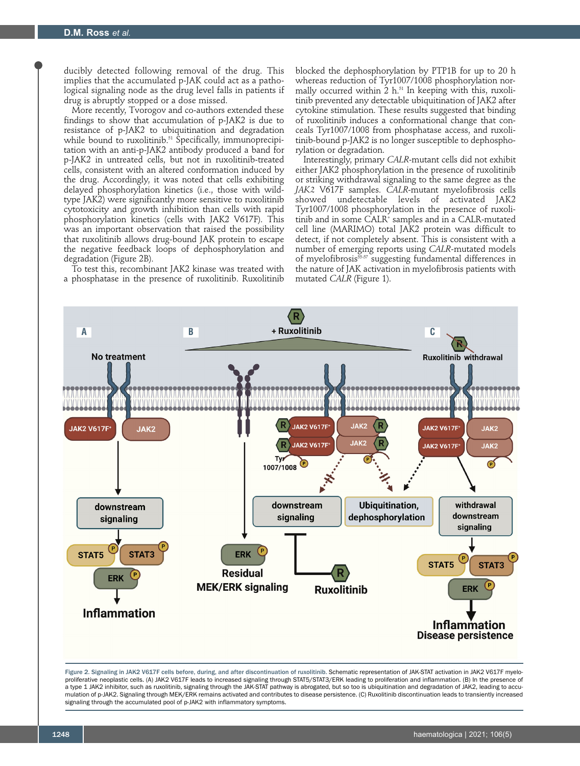ducibly detected following removal of the drug. This implies that the accumulated p-JAK could act as a pathological signaling node as the drug level falls in patients if drug is abruptly stopped or a dose missed.

More recently, Tvorogov and co-authors extended these findings to show that accumulation of p-JAK2 is due to resistance of p-JAK2 to ubiquitination and degradation while bound to ruxolitinib.[51] Specifically, immunoprecipitation with an anti-p-JAK2 antibody produced a band for p-JAK2 in untreated cells, but not in ruxolitinib-treated cells, consistent with an altered conformation induced by the drug. Accordingly, it was noted that cells exhibiting delayed phosphorylation kinetics (i.e., those with wild-type JAK2) were significantly more sensitive to ruxolitinib cytotoxicity and growth inhibition than cells with rapid phosphorylation kinetics (cells with JAK2 V617F). This was an important observation that raised the possibility that ruxolitinib allows drug-bound JAK protein to escape the negative feedback loops of dephosphorylation and degradation (Figure 2B).

To test this, recombinant JAK2 kinase was treated with a phosphatase in the presence of ruxolitinib. Ruxolitinib blocked the dephosphorylation by PTP1B for up to 20 h whereas reduction of Tyr1007/1008 phosphorylation normally occurred within 2 h.[51] In keeping with this, ruxolitinib prevented any detectable ubiquitination of JAK2 after cytokine stimulation. These results suggested that binding of ruxolitinib induces a conformational change that conceals Tyr1007/1008 from phosphatase access, and ruxolitinib-bound p-JAK2 is no longer susceptible to dephosphorylation or degradation.

Interestingly, primary *CALR*-mutant cells did not exhibit either JAK2 phosphorylation in the presence of ruxolitinib or striking withdrawal signaling to the same degree as the *JAK2* V617F samples. *CALR*-mutant myelofibrosis cells showed undetectable levels of activated JAK2 Tyr1007/1008 phosphorylation in the presence of ruxolitinib and in some CALR[+] samples and in a CALR-mutated cell line (MARIMO) total JAK2 protein was difficult to detect, if not completely absent. This is consistent with a number of emerging reports using *CALR*-mutated models of myelofibrosis[55-57] suggesting fundamental differences in the nature of JAK activation in myelofibrosis patients with mutated *CALR* (Figure 1).

A
No treatment
JAK2 V617F+
JAK2
downstream signaling
STAT5 P
STAT3 P
ERK P
Inflammation

B
+ Ruxolitinib
R JAK2 V617F+
JAK2 R
R JAK2 V617F+
JAK2 R
Tyr 1007/1008 P
P
ERK P
Residual MEK/ERK signaling
downstream signaling
Ubiquitination, dephosphorylation
R
Ruxolitinib

C
Ruxolitinib withdrawal
JAK2 V617F+
JAK2
JAK2 V617F+
JAK2
P
withdrawal downstream signaling
STAT5 P
STAT3 P
ERK P
Inflammation
Disease persistence

Figure 2. Signaling in JAK2 V617F cells before, during, and after discontinuation of ruxolitinib. Schematic representation of JAK-STAT activation in JAK2 V617F myeloproliferative neoplastic cells. (A) JAK2 V617F leads to increased signaling through STAT5/STAT3/ERK leading to proliferation and inflammation. (B) In the presence of a type 1 JAK2 inhibitor, such as ruxolitinib, signaling through the JAK-STAT pathway is abrogated, but so too is ubiquitination and degradation of JAK2, leading to accumulation of p-JAK2. Signaling through MEK/ERK remains activated and contributes to disease persistence. (C) Ruxolitinib discontinuation leads to transiently increased signaling through the accumulated pool of p-JAK2 with inflammatory symptoms.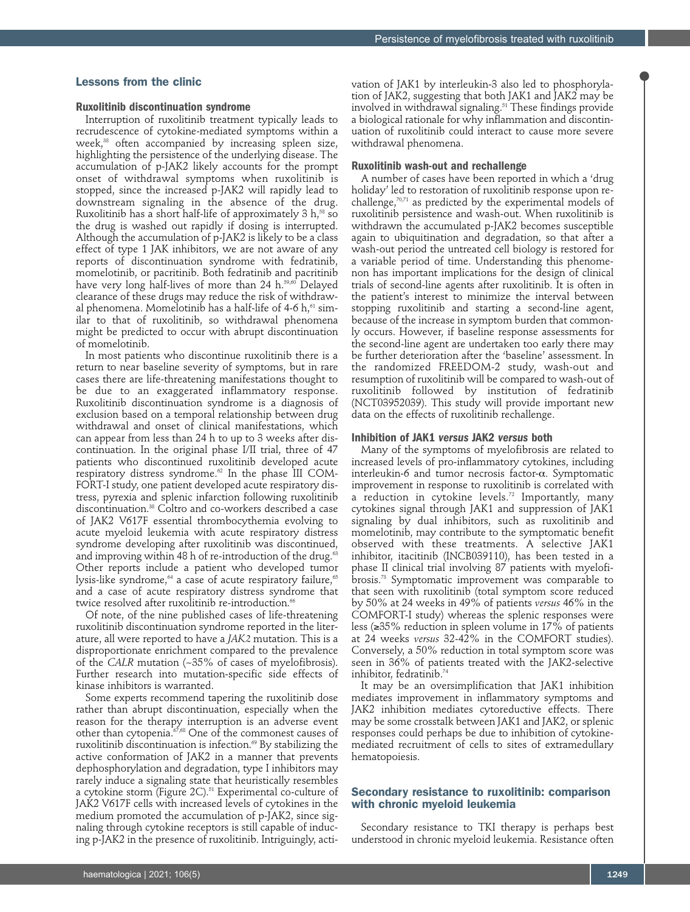## Lessons from the clinic

### Ruxolitinib discontinuation syndrome

Interruption of ruxolitinib treatment typically leads to recrudescence of cytokine-mediated symptoms within a week,[38] often accompanied by increasing spleen size, highlighting the persistence of the underlying disease. The accumulation of p-JAK2 likely accounts for the prompt onset of withdrawal symptoms when ruxolitinib is stopped, since the increased p-JAK2 will rapidly lead to downstream signaling in the absence of the drug. Ruxolitinib has a short half-life of approximately 3 h,[58] so the drug is washed out rapidly if dosing is interrupted. Although the accumulation of p-JAK2 is likely to be a class effect of type 1 JAK inhibitors, we are not aware of any reports of discontinuation syndrome with fedratinib, momelotinib, or pacritinib. Both fedratinib and pacritinib have very long half-lives of more than 24 h.[59,60] Delayed clearance of these drugs may reduce the risk of withdrawal phenomena. Momelotinib has a half-life of 4-6 h,[61] similar to that of ruxolitinib, so withdrawal phenomena might be predicted to occur with abrupt discontinuation of momelotinib.

In most patients who discontinue ruxolitinib there is a return to near baseline severity of symptoms, but in rare cases there are life-threatening manifestations thought to be due to an exaggerated inflammatory response. Ruxolitinib discontinuation syndrome is a diagnosis of exclusion based on a temporal relationship between drug withdrawal and onset of clinical manifestations, which can appear from less than 24 h to up to 3 weeks after discontinuation. In the original phase I/II trial, three of 47 patients who discontinued ruxolitinib developed acute respiratory distress syndrome.[62] In the phase III COMFORT-I study, one patient developed acute respiratory distress, pyrexia and splenic infarction following ruxolitinib discontinuation.[38] Coltro and co-workers described a case of JAK2 V617F essential thrombocythemia evolving to acute myeloid leukemia with acute respiratory distress syndrome developing after ruxolitinib was discontinued, and improving within 48 h of re-introduction of the drug.[63] Other reports include a patient who developed tumor lysis-like syndrome,[64] a case of acute respiratory failure,[65] and a case of acute respiratory distress syndrome that twice resolved after ruxolitinib re-introduction.[66]

Of note, of the nine published cases of life-threatening ruxolitinib discontinuation syndrome reported in the literature, all were reported to have a *JAK2* mutation. This is a disproportionate enrichment compared to the prevalence of the *CALR* mutation (~35% of cases of myelofibrosis). Further research into mutation-specific side effects of kinase inhibitors is warranted.

Some experts recommend tapering the ruxolitinib dose rather than abrupt discontinuation, especially when the reason for the therapy interruption is an adverse event other than cytopenia.[67,68] One of the commonest causes of ruxolitinib discontinuation is infection.[69] By stabilizing the active conformation of JAK2 in a manner that prevents dephosphorylation and degradation, type I inhibitors may rarely induce a signaling state that heuristically resembles a cytokine storm (Figure 2C).[51] Experimental co-culture of JAK2 V617F cells with increased levels of cytokines in the medium promoted the accumulation of p-JAK2, since signaling through cytokine receptors is still capable of inducing p-JAK2 in the presence of ruxolitinib. Intriguingly, activation of JAK1 by interleukin-3 also led to phosphorylation of JAK2, suggesting that both JAK1 and JAK2 may be involved in withdrawal signaling.[51] These findings provide a biological rationale for why inflammation and discontinuation of ruxolitinib could interact to cause more severe withdrawal phenomena.

### Ruxolitinib wash-out and rechallenge

A number of cases have been reported in which a 'drug holiday' led to restoration of ruxolitinib response upon rechallenge,[70,71] as predicted by the experimental models of ruxolitinib persistence and wash-out. When ruxolitinib is withdrawn the accumulated p-JAK2 becomes susceptible again to ubiquitination and degradation, so that after a wash-out period the untreated cell biology is restored for a variable period of time. Understanding this phenomenon has important implications for the design of clinical trials of second-line agents after ruxolitinib. It is often in the patient's interest to minimize the interval between stopping ruxolitinib and starting a second-line agent, because of the increase in symptom burden that commonly occurs. However, if baseline response assessments for the second-line agent are undertaken too early there may be further deterioration after the 'baseline' assessment. In the randomized FREEDOM-2 study, wash-out and resumption of ruxolitinib will be compared to wash-out of ruxolitinib followed by institution of fedratinib (NCT03952039). This study will provide important new data on the effects of ruxolitinib rechallenge.

### Inhibition of JAK1 *versus* JAK2 *versus* both

Many of the symptoms of myelofibrosis are related to increased levels of pro-inflammatory cytokines, including interleukin-6 and tumor necrosis factor-α. Symptomatic improvement in response to ruxolitinib is correlated with a reduction in cytokine levels.[72] Importantly, many cytokines signal through JAK1 and suppression of JAK1 signaling by dual inhibitors, such as ruxolitinib and momelotinib, may contribute to the symptomatic benefit observed with these treatments. A selective JAK1 inhibitor, itacitinib (INCB039110), has been tested in a phase II clinical trial involving 87 patients with myelofibrosis.[73] Symptomatic improvement was comparable to that seen with ruxolitinib (total symptom score reduced by 50% at 24 weeks in 49% of patients *versus* 46% in the COMFORT-I study) whereas the splenic responses were less (≥35% reduction in spleen volume in 17% of patients at 24 weeks *versus* 32-42% in the COMFORT studies). Conversely, a 50% reduction in total symptom score was seen in 36% of patients treated with the JAK2-selective inhibitor, fedratinib.[74]

It may be an oversimplification that JAK1 inhibition mediates improvement in inflammatory symptoms and JAK2 inhibition mediates cytoreductive effects. There may be some crosstalk between JAK1 and JAK2, or splenic responses could perhaps be due to inhibition of cytokine-mediated recruitment of cells to sites of extramedullary hematopoiesis.

## Secondary resistance to ruxolitinib: comparison with chronic myeloid leukemia

Secondary resistance to TKI therapy is perhaps best understood in chronic myeloid leukemia. Resistance often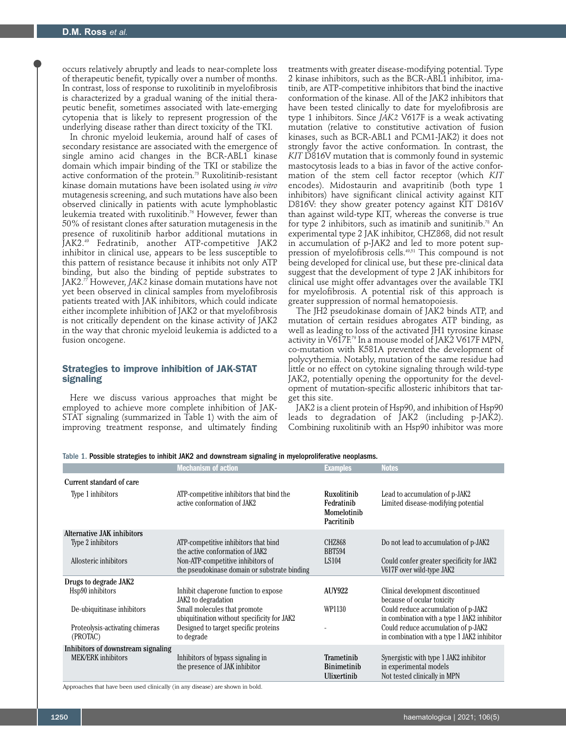occurs relatively abruptly and leads to near-complete loss of therapeutic benefit, typically over a number of months. In contrast, loss of response to ruxolitinib in myelofibrosis is characterized by a gradual waning of the initial therapeutic benefit, sometimes associated with late-emerging cytopenia that is likely to represent progression of the underlying disease rather than direct toxicity of the TKI.

In chronic myeloid leukemia, around half of cases of secondary resistance are associated with the emergence of single amino acid changes in the BCR-ABL1 kinase domain which impair binding of the TKI or stabilize the active conformation of the protein.[75] Ruxolitinib-resistant kinase domain mutations have been isolated using *in vitro* mutagenesis screening, and such mutations have also been observed clinically in patients with acute lymphoblastic leukemia treated with ruxolitinib.[76] However, fewer than 50% of resistant clones after saturation mutagenesis in the presence of ruxolitinib harbor additional mutations in JAK2.[49] Fedratinib, another ATP-competitive JAK2 inhibitor in clinical use, appears to be less susceptible to this pattern of resistance because it inhibits not only ATP binding, but also the binding of peptide substrates to JAK2.[77] However, *JAK2* kinase domain mutations have not yet been observed in clinical samples from myelofibrosis patients treated with JAK inhibitors, which could indicate either incomplete inhibition of JAK2 or that myelofibrosis is not critically dependent on the kinase activity of JAK2 in the way that chronic myeloid leukemia is addicted to a fusion oncogene.

## Strategies to improve inhibition of JAK-STAT signaling

Here we discuss various approaches that might be employed to achieve more complete inhibition of JAK-STAT signaling (summarized in Table 1) with the aim of improving treatment response, and ultimately finding treatments with greater disease-modifying potential. Type 2 kinase inhibitors, such as the BCR-ABL1 inhibitor, imatinib, are ATP-competitive inhibitors that bind the inactive conformation of the kinase. All of the JAK2 inhibitors that have been tested clinically to date for myelofibrosis are type 1 inhibitors. Since *JAK2* V617F is a weak activating mutation (relative to constitutive activation of fusion kinases, such as BCR-ABL1 and PCM1-JAK2) it does not strongly favor the active conformation. In contrast, the *KIT* D816V mutation that is commonly found in systemic mastocytosis leads to a bias in favor of the active conformation of the stem cell factor receptor (which *KIT* encodes). Midostaurin and avapritinib (both type 1 inhibitors) have significant clinical activity against KIT D816V: they show greater potency against KIT D816V than against wild-type KIT, whereas the converse is true for type 2 inhibitors, such as imatinib and sunitinib.[78] An experimental type 2 JAK inhibitor, CHZ868, did not result in accumulation of p-JAK2 and led to more potent suppression of myelofibrosis cells.[49,51] This compound is not being developed for clinical use, but these pre-clinical data suggest that the development of type 2 JAK inhibitors for clinical use might offer advantages over the available TKI for myelofibrosis. A potential risk of this approach is greater suppression of normal hematopoiesis.

The JH2 pseudokinase domain of JAK2 binds ATP, and mutation of certain residues abrogates ATP binding, as well as leading to loss of the activated JH1 tyrosine kinase activity in V617F.[79] In a mouse model of JAK2 V617F MPN, co-mutation with K581A prevented the development of polycythemia. Notably, mutation of the same residue had little or no effect on cytokine signaling through wild-type JAK2, potentially opening the opportunity for the development of mutation-specific allosteric inhibitors that target this site.

JAK2 is a client protein of Hsp90, and inhibition of Hsp90 leads to degradation of JAK2 (including p-JAK2). Combining ruxolitinib with an Hsp90 inhibitor was more

Table 1. Possible strategies to inhibit JAK2 and downstream signaling in myeloproliferative neoplasms.

| | Mechanism of action | Examples | Notes |
|---|---|---|---|
| Current standard of care | | | |
| Type 1 inhibitors | ATP-competitive inhibitors that bind the active conformation of JAK2 | **Ruxolitinib** **Fedratinib** **Momelotinib** **Pacritinib** | Lead to accumulation of p-JAK2 Limited disease-modifying potential |
| Alternative JAK inhibitors | | | |
| Type 2 inhibitors | ATP-competitive inhibitors that bind the active conformation of JAK2 | CHZ868 BBT594 | Do not lead to accumulation of p-JAK2 |
| Allosteric inhibitors | Non-ATP-competitive inhibitors of the pseudokinase domain or substrate binding | LS104 | Could confer greater specificity for JAK2 V617F over wild-type JAK2 |
| Drugs to degrade JAK2 | | | |
| Hsp90 inhibitors | Inhibit chaperone function to expose JAK2 to degradation | **AUY922** | Clinical development discontinued because of ocular toxicity |
| De-ubiquitinase inhibitors | Small molecules that promote ubiquitination without specificity for JAK2 | WP1130 | Could reduce accumulation of p-JAK2 in combination with a type 1 JAK2 inhibitor |
| Proteolysis-activating chimeras (PROTAC) | Designed to target specific proteins to degrade | - | Could reduce accumulation of p-JAK2 in combination with a type 1 JAK2 inhibitor |
| Inhibitors of downstream signaling | | | |
| MEK/ERK inhibitors | Inhibitors of bypass signaling in the presence of JAK inhibitor | **Trametinib** **Binimetinib** **Ulixertinib** | Synergistic with type 1 JAK2 inhibitor in experimental models Not tested clinically in MPN |

Approaches that have been used clinically (in any disease) are shown in bold.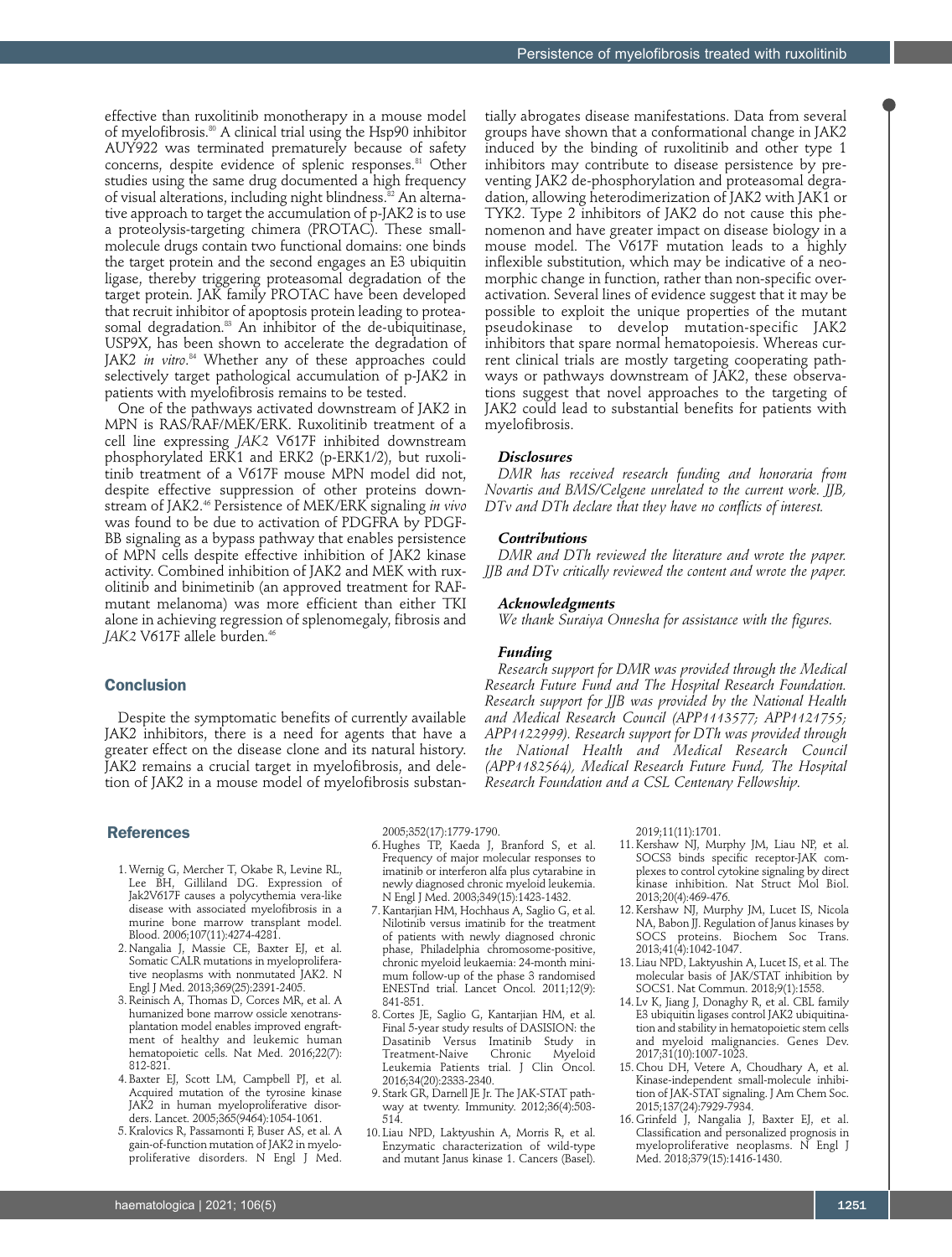effective than ruxolitinib monotherapy in a mouse model of myelofibrosis.[80] A clinical trial using the Hsp90 inhibitor AUY922 was terminated prematurely because of safety concerns, despite evidence of splenic responses.[81] Other studies using the same drug documented a high frequency of visual alterations, including night blindness.[82] An alternative approach to target the accumulation of p-JAK2 is to use a proteolysis-targeting chimera (PROTAC). These small-molecule drugs contain two functional domains: one binds the target protein and the second engages an E3 ubiquitin ligase, thereby triggering proteasomal degradation of the target protein. JAK family PROTAC have been developed that recruit inhibitor of apoptosis protein leading to proteasomal degradation.[83] An inhibitor of the de-ubiquitinase, USP9X, has been shown to accelerate the degradation of JAK2 *in vitro*.[84] Whether any of these approaches could selectively target pathological accumulation of p-JAK2 in patients with myelofibrosis remains to be tested.

One of the pathways activated downstream of JAK2 in MPN is RAS/RAF/MEK/ERK. Ruxolitinib treatment of a cell line expressing *JAK2* V617F inhibited downstream phosphorylated ERK1 and ERK2 (p-ERK1/2), but ruxolitinib treatment of a V617F mouse MPN model did not, despite effective suppression of other proteins downstream of JAK2.[46] Persistence of MEK/ERK signaling *in vivo* was found to be due to activation of PDGFRA by PDGF-BB signaling as a bypass pathway that enables persistence of MPN cells despite effective inhibition of JAK2 kinase activity. Combined inhibition of JAK2 and MEK with ruxolitinib and binimetinib (an approved treatment for RAF-mutant melanoma) was more efficient than either TKI alone in achieving regression of splenomegaly, fibrosis and *JAK2* V617F allele burden.[46]

## Conclusion

Despite the symptomatic benefits of currently available JAK2 inhibitors, there is a need for agents that have a greater effect on the disease clone and its natural history. JAK2 remains a crucial target in myelofibrosis, and deletion of JAK2 in a mouse model of myelofibrosis substantially abrogates disease manifestations. Data from several groups have shown that a conformational change in JAK2 induced by the binding of ruxolitinib and other type 1 inhibitors may contribute to disease persistence by preventing JAK2 de-phosphorylation and proteasomal degradation, allowing heterodimerization of JAK2 with JAK1 or TYK2. Type 2 inhibitors of JAK2 do not cause this phenomenon and have greater impact on disease biology in a mouse model. The V617F mutation leads to a highly inflexible substitution, which may be indicative of a neomorphic change in function, rather than non-specific overactivation. Several lines of evidence suggest that it may be possible to exploit the unique properties of the mutant pseudokinase to develop mutation-specific JAK2 inhibitors that spare normal hematopoiesis. Whereas current clinical trials are mostly targeting cooperating pathways or pathways downstream of JAK2, these observations suggest that novel approaches to the targeting of JAK2 could lead to substantial benefits for patients with myelofibrosis.

### Disclosures

*DMR has received research funding and honoraria from Novartis and BMS/Celgene unrelated to the current work. JJB, DTv and DTh declare that they have no conflicts of interest.*

### Contributions

*DMR and DTh reviewed the literature and wrote the paper. JJB and DTv critically reviewed the content and wrote the paper.*

### Acknowledgments

*We thank Suraiya Onnesha for assistance with the figures.*

### Funding

*Research support for DMR was provided through the Medical Research Future Fund and The Hospital Research Foundation. Research support for JJB was provided by the National Health and Medical Research Council (APP1113577; APP1121755; APP1122999). Research support for DTh was provided through the National Health and Medical Research Council (APP1182564), Medical Research Future Fund, The Hospital Research Foundation and a CSL Centenary Fellowship.*

## References

1. Wernig G, Mercher T, Okabe R, Levine RL, Lee BH, Gilliland DG. Expression of Jak2V617F causes a polycythemia vera-like disease with associated myelofibrosis in a murine bone marrow transplant model. Blood. 2006;107(11):4274-4281.
2. Nangalia J, Massie CE, Baxter EJ, et al. Somatic CALR mutations in myeloproliferative neoplasms with nonmutated JAK2. N Engl J Med. 2013;369(25):2391-2405.
3. Reinisch A, Thomas D, Corces MR, et al. A humanized bone marrow ossicle xenotransplantation model enables improved engraftment of healthy and leukemic human hematopoietic cells. Nat Med. 2016;22(7):812-821.
4. Baxter EJ, Scott LM, Campbell PJ, et al. Acquired mutation of the tyrosine kinase JAK2 in human myeloproliferative disorders. Lancet. 2005;365(9464):1054-1061.
5. Kralovics R, Passamonti F, Buser AS, et al. A gain-of-function mutation of JAK2 in myeloproliferative disorders. N Engl J Med. 2005;352(17):1779-1790.
6. Hughes TP, Kaeda J, Branford S, et al. Frequency of major molecular responses to imatinib or interferon alfa plus cytarabine in newly diagnosed chronic myeloid leukemia. N Engl J Med. 2003;349(15):1423-1432.
7. Kantarjian HM, Hochhaus A, Saglio G, et al. Nilotinib versus imatinib for the treatment of patients with newly diagnosed chronic phase, Philadelphia chromosome-positive, chronic myeloid leukaemia: 24-month minimum follow-up of the phase 3 randomised ENESTnd trial. Lancet Oncol. 2011;12(9):841-851.
8. Cortes JE, Saglio G, Kantarjian HM, et al. Final 5-year study results of DASISION: the Dasatinib Versus Imatinib Study in Treatment-Naive Chronic Myeloid Leukemia Patients trial. J Clin Oncol. 2016;34(20):2333-2340.
9. Stark GR, Darnell JE Jr. The JAK-STAT pathway at twenty. Immunity. 2012;36(4):503-514.
10. Liau NPD, Laktyushin A, Morris R, et al. Enzymatic characterization of wild-type and mutant Janus kinase 1. Cancers (Basel). 2019;11(11):1701.
11. Kershaw NJ, Murphy JM, Liau NP, et al. SOCS3 binds specific receptor-JAK complexes to control cytokine signaling by direct kinase inhibition. Nat Struct Mol Biol. 2013;20(4):469-476.
12. Kershaw NJ, Murphy JM, Lucet IS, Nicola NA, Babon JJ. Regulation of Janus kinases by SOCS proteins. Biochem Soc Trans. 2013;41(4):1042-1047.
13. Liau NPD, Laktyushin A, Lucet IS, et al. The molecular basis of JAK/STAT inhibition by SOCS1. Nat Commun. 2018;9(1):1558.
14. Lv K, Jiang J, Donaghy R, et al. CBL family E3 ubiquitin ligases control JAK2 ubiquitination and stability in hematopoietic stem cells and myeloid malignancies. Genes Dev. 2017;31(10):1007-1023.
15. Chou DH, Vetere A, Choudhary A, et al. Kinase-independent small-molecule inhibition of JAK-STAT signaling. J Am Chem Soc. 2015;137(24):7929-7934.
16. Grinfeld J, Nangalia J, Baxter EJ, et al. Classification and personalized prognosis in myeloproliferative neoplasms. N Engl J Med. 2018;379(15):1416-1430.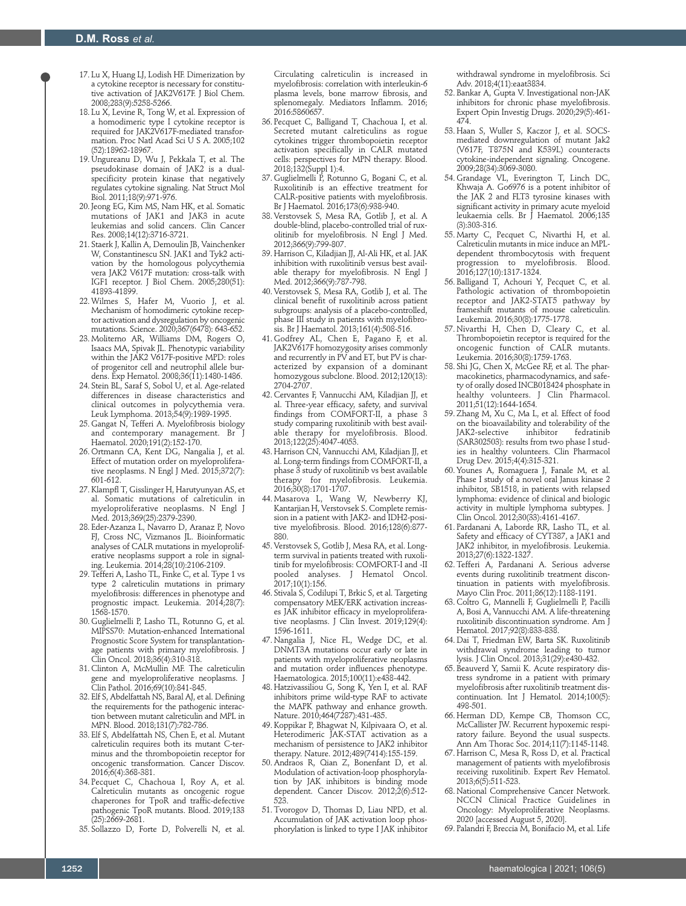17. Lu X, Huang LJ, Lodish HF. Dimerization by a cytokine receptor is necessary for constitutive activation of JAK2V617F. J Biol Chem. 2008;283(9):5258-5266.
18. Lu X, Levine R, Tong W, et al. Expression of a homodimeric type I cytokine receptor is required for JAK2V617F-mediated transformation. Proc Natl Acad Sci U S A. 2005;102 (52):18962-18967.
19. Ungureanu D, Wu J, Pekkala T, et al. The pseudokinase domain of JAK2 is a dual-specificity protein kinase that negatively regulates cytokine signaling. Nat Struct Mol Biol. 2011;18(9):971-976.
20. Jeong EG, Kim MS, Nam HK, et al. Somatic mutations of JAK1 and JAK3 in acute leukemias and solid cancers. Clin Cancer Res. 2008;14(12):3716-3721.
21. Staerk J, Kallin A, Demoulin JB, Vainchenker W, Constantinescu SN. JAK1 and Tyk2 activation by the homologous polycythemia vera JAK2 V617F mutation: cross-talk with IGF1 receptor. J Biol Chem. 2005;280(51): 41893-41899.
22. Wilmes S, Hafer M, Vuorio J, et al. Mechanism of homodimeric cytokine receptor activation and dysregulation by oncogenic mutations. Science. 2020;367(6478): 643-652.
23. Moliterno AR, Williams DM, Rogers O, Isaacs MA, Spivak JL. Phenotypic variability within the JAK2 V617F-positive MPD: roles of progenitor cell and neutrophil allele burdens. Exp Hematol. 2008;36(11):1480-1486.
24. Stein BL, Saraf S, Sobol U, et al. Age-related differences in disease characteristics and clinical outcomes in polycythemia vera. Leuk Lymphoma. 2013;54(9):1989-1995.
25. Gangat N, Tefferi A. Myelofibrosis biology and contemporary management. Br J Haematol. 2020;191(2):152-170.
26. Ortmann CA, Kent DG, Nangalia J, et al. Effect of mutation order on myeloproliferative neoplasms. N Engl J Med. 2015;372(7): 601-612.
27. Klampfl T, Gisslinger H, Harutyunyan AS, et al. Somatic mutations of calreticulin in myeloproliferative neoplasms. N Engl J Med. 2013;369(25):2379-2390.
28. Eder-Azanza L, Navarro D, Aranaz P, Novo FJ, Cross NC, Vizmanos JL. Bioinformatic analyses of CALR mutations in myeloproliferative neoplasms support a role in signaling. Leukemia. 2014;28(10):2106-2109.
29. Tefferi A, Lasho TL, Finke C, et al. Type 1 vs type 2 calreticulin mutations in primary myelofibrosis: differences in phenotype and prognostic impact. Leukemia. 2014;28(7): 1568-1570.
30. Guglielmelli P, Lasho TL, Rotunno G, et al. MIPSS70: Mutation-enhanced International Prognostic Score System for transplantation-age patients with primary myelofibrosis. J Clin Oncol. 2018;36(4):310-318.
31. Clinton A, McMullin MF. The calreticulin gene and myeloproliferative neoplasms. J Clin Pathol. 2016;69(10):841-845.
32. Elf S, Abdelfattah NS, Baral AJ, et al. Defining the requirements for the pathogenic interaction between mutant calreticulin and MPL in MPN. Blood. 2018;131(7):782-786.
33. Elf S, Abdelfattah NS, Chen E, et al. Mutant calreticulin requires both its mutant C-terminus and the thrombopoietin receptor for oncogenic transformation. Cancer Discov. 2016;6(4):368-381.
34. Pecquet C, Chachoua I, Roy A, et al. Calreticulin mutants as oncogenic rogue chaperones for TpoR and traffic-defective pathogenic TpoR mutants. Blood. 2019;133 (25):2669-2681.
35. Sollazzo D, Forte D, Polverelli N, et al. Circulating calreticulin is increased in myelofibrosis: correlation with interleukin-6 plasma levels, bone marrow fibrosis, and splenomegaly. Mediators Inflamm. 2016; 2016:5860657.
36. Pecquet C, Balligand T, Chachoua I, et al. Secreted mutant calreticulins as rogue cytokines trigger thrombopoietin receptor activation specifically in CALR mutated cells: perspectives for MPN therapy. Blood. 2018;132(Suppl 1):4.
37. Guglielmelli P, Rotunno G, Bogani C, et al. Ruxolitinib is an effective treatment for CALR-positive patients with myelofibrosis. Br J Haematol. 2016;173(6):938-940.
38. Verstovsek S, Mesa RA, Gotlib J, et al. A double-blind, placebo-controlled trial of ruxolitinib for myelofibrosis. N Engl J Med. 2012;366(9):799-807.
39. Harrison C, Kiladjian JJ, Al-Ali HK, et al. JAK inhibition with ruxolitinib versus best available therapy for myelofibrosis. N Engl J Med. 2012;366(9):787-798.
40. Verstovsek S, Mesa RA, Gotlib J, et al. The clinical benefit of ruxolitinib across patient subgroups: analysis of a placebo-controlled, phase III study in patients with myelofibrosis. Br J Haematol. 2013;161(4):508-516.
41. Godfrey AL, Chen E, Pagano F, et al. JAK2V617F homozygosity arises commonly and recurrently in PV and ET, but PV is characterized by expansion of a dominant homozygous subclone. Blood. 2012;120(13): 2704-2707.
42. Cervantes F, Vannucchi AM, Kiladjian JJ, et al. Three-year efficacy, safety, and survival findings from COMFORT-II, a phase 3 study comparing ruxolitinib with best available therapy for myelofibrosis. Blood. 2013;122(25):4047-4053.
43. Harrison CN, Vannucchi AM, Kiladjian JJ, et al. Long-term findings from COMFORT-II, a phase 3 study of ruxolitinib vs best available therapy for myelofibrosis. Leukemia. 2016;30(8):1701-1707.
44. Masarova L, Wang W, Newberry KJ, Kantarjian H, Verstovsek S. Complete remission in a patient with JAK2- and IDH2-positive myelofibrosis. Blood. 2016;128(6):877-880.
45. Verstovsek S, Gotlib J, Mesa RA, et al. Long-term survival in patients treated with ruxolitinib for myelofibrosis: COMFORT-I and -II pooled analyses. J Hematol Oncol. 2017;10(1):156.
46. Stivala S, Codilupi T, Brkic S, et al. Targeting compensatory MEK/ERK activation increases JAK inhibitor efficacy in myeloproliferative neoplasms. J Clin Invest. 2019;129(4): 1596-1611.
47. Nangalia J, Nice FL, Wedge DC, et al. DNMT3A mutations occur early or late in patients with myeloproliferative neoplasms and mutation order influences phenotype. Haematologica. 2015;100(11):e438-442.
48. Hatzivassiliou G, Song K, Yen I, et al. RAF inhibitors prime wild-type RAF to activate the MAPK pathway and enhance growth. Nature. 2010;464(7287):431-435.
49. Koppikar P, Bhagwat N, Kilpivaara O, et al. Heterodimeric JAK-STAT activation as a mechanism of persistence to JAK2 inhibitor therapy. Nature. 2012;489(7414):155-159.
50. Andraos R, Qian Z, Bonenfant D, et al. Modulation of activation-loop phosphorylation by JAK inhibitors is binding mode dependent. Cancer Discov. 2012;2(6):512-523.
51. Tvorogov D, Thomas D, Liau NPD, et al. Accumulation of JAK activation loop phosphorylation is linked to type I JAK inhibitor withdrawal syndrome in myelofibrosis. Sci Adv. 2018;4(11):eaat3834.
52. Bankar A, Gupta V. Investigational non-JAK inhibitors for chronic phase myelofibrosis. Expert Opin Investig Drugs. 2020;29(5):461-474.
53. Haan S, Wuller S, Kaczor J, et al. SOCS-mediated downregulation of mutant Jak2 (V617F, T875N and K539L) counteracts cytokine-independent signaling. Oncogene. 2009;28(34):3069-3080.
54. Grandage VL, Everington T, Linch DC, Khwaja A. Go6976 is a potent inhibitor of the JAK 2 and FLT3 tyrosine kinases with significant activity in primary acute myeloid leukaemia cells. Br J Haematol. 2006;135 (3):303-316.
55. Marty C, Pecquet C, Nivarthi H, et al. Calreticulin mutants in mice induce an MPL-dependent thrombocytosis with frequent progression to myelofibrosis. Blood. 2016;127(10):1317-1324.
56. Balligand T, Achouri Y, Pecquet C, et al. Pathologic activation of thrombopoietin receptor and JAK2-STAT5 pathway by frameshift mutants of mouse calreticulin. Leukemia. 2016;30(8):1775-1778.
57. Nivarthi H, Chen D, Cleary C, et al. Thrombopoietin receptor is required for the oncogenic function of CALR mutants. Leukemia. 2016;30(8):1759-1763.
58. Shi JG, Chen X, McGee RF, et al. The pharmacokinetics, pharmacodynamics, and safety of orally dosed INCB018424 phosphate in healthy volunteers. J Clin Pharmacol. 2011;51(12):1644-1654.
59. Zhang M, Xu C, Ma L, et al. Effect of food on the bioavailability and tolerability of the JAK2-selective inhibitor fedratinib (SAR302503): results from two phase I studies in healthy volunteers. Clin Pharmacol Drug Dev. 2015;4(4):315-321.
60. Younes A, Romaguera J, Fanale M, et al. Phase I study of a novel oral Janus kinase 2 inhibitor, SB1518, in patients with relapsed lymphoma: evidence of clinical and biologic activity in multiple lymphoma subtypes. J Clin Oncol. 2012;30(33):4161-4167.
61. Pardanani A, Laborde RR, Lasho TL, et al. Safety and efficacy of CYT387, a JAK1 and JAK2 inhibitor, in myelofibrosis. Leukemia. 2013;27(6):1322-1327.
62. Tefferi A, Pardanani A. Serious adverse events during ruxolitinib treatment discontinuation in patients with myelofibrosis. Mayo Clin Proc. 2011;86(12):1188-1191.
63. Coltro G, Mannelli F, Guglielmelli P, Pacilli A, Bosi A, Vannucchi AM. A life-threatening ruxolitinib discontinuation syndrome. Am J Hematol. 2017;92(8):833-838.
64. Dai T, Friedman EW, Barta SK. Ruxolitinib withdrawal syndrome leading to tumor lysis. J Clin Oncol. 2013;31(29):e430-432.
65. Beauverd Y, Samii K. Acute respiratory distress syndrome in a patient with primary myelofibrosis after ruxolitinib treatment discontinuation. Int J Hematol. 2014;100(5): 498-501.
66. Herman DD, Kempe CB, Thomson CC, McCallister JW. Recurrent hypoxemic respiratory failure. Beyond the usual suspects. Ann Am Thorac Soc. 2014;11(7):1145-1148.
67. Harrison C, Mesa R, Ross D, et al. Practical management of patients with myelofibrosis receiving ruxolitinib. Expert Rev Hematol. 2013;6(5):511-523.
68. National Comprehensive Cancer Network. NCCN Clinical Practice Guidelines in Oncology: Myeloproliferative Neoplasms. 2020 [accessed August 5, 2020].
69. Palandri F, Breccia M, Bonifacio M, et al. Life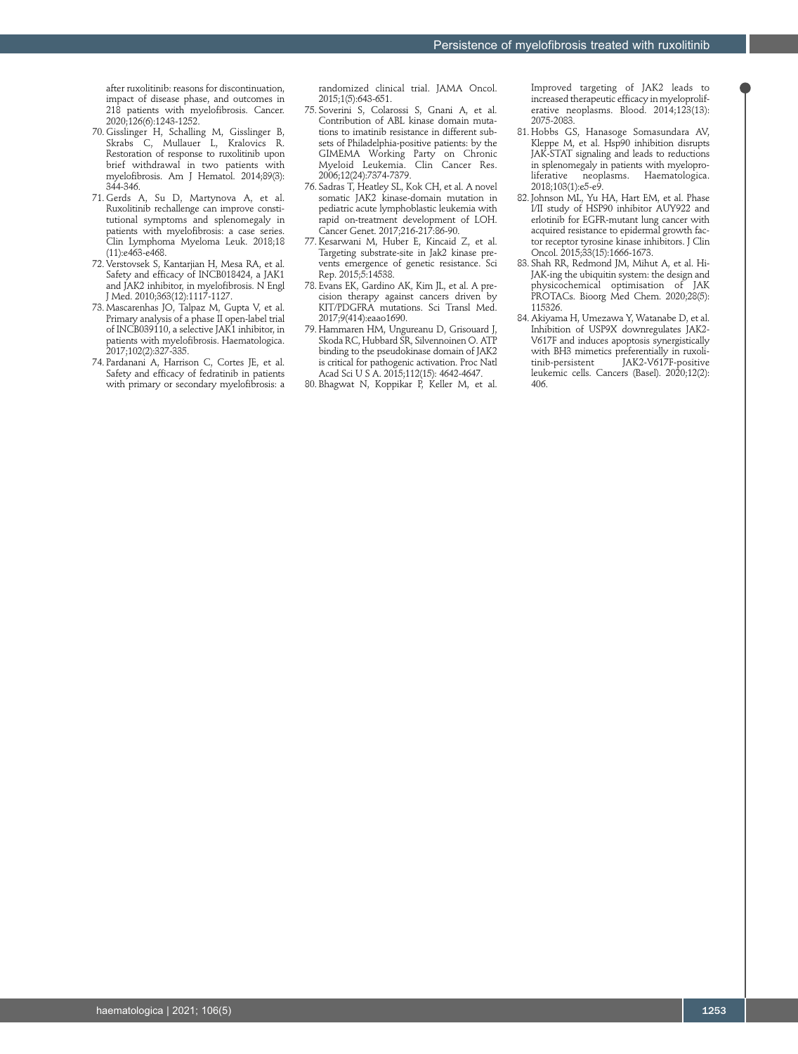after ruxolitinib: reasons for discontinuation, impact of disease phase, and outcomes in 218 patients with myelofibrosis. Cancer. 2020;126(6):1243-1252.

70. Gisslinger H, Schalling M, Gisslinger B, Skrabs C, Mullauer L, Kralovics R. Restoration of response to ruxolitinib upon brief withdrawal in two patients with myelofibrosis. Am J Hematol. 2014;89(3): 344-346.
71. Gerds A, Su D, Martynova A, et al. Ruxolitinib rechallenge can improve constitutional symptoms and splenomegaly in patients with myelofibrosis: a case series. Clin Lymphoma Myeloma Leuk. 2018;18 (11):e463-e468.
72. Verstovsek S, Kantarjian H, Mesa RA, et al. Safety and efficacy of INCB018424, a JAK1 and JAK2 inhibitor, in myelofibrosis. N Engl J Med. 2010;363(12):1117-1127.
73. Mascarenhas JO, Talpaz M, Gupta V, et al. Primary analysis of a phase II open-label trial of INCB039110, a selective JAK1 inhibitor, in patients with myelofibrosis. Haematologica. 2017;102(2):327-335.
74. Pardanani A, Harrison C, Cortes JE, et al. Safety and efficacy of fedratinib in patients with primary or secondary myelofibrosis: a randomized clinical trial. JAMA Oncol. 2015;1(5):643-651.
75. Soverini S, Colarossi S, Gnani A, et al. Contribution of ABL kinase domain mutations to imatinib resistance in different subsets of Philadelphia-positive patients: by the GIMEMA Working Party on Chronic Myeloid Leukemia. Clin Cancer Res. 2006;12(24):7374-7379.
76. Sadras T, Heatley SL, Kok CH, et al. A novel somatic JAK2 kinase-domain mutation in pediatric acute lymphoblastic leukemia with rapid on-treatment development of LOH. Cancer Genet. 2017;216-217:86-90.
77. Kesarwani M, Huber E, Kincaid Z, et al. Targeting substrate-site in Jak2 kinase prevents emergence of genetic resistance. Sci Rep. 2015;5:14538.
78. Evans EK, Gardino AK, Kim JL, et al. A precision therapy against cancers driven by KIT/PDGFRA mutations. Sci Transl Med. 2017;9(414):eaao1690.
79. Hammaren HM, Ungureanu D, Grisouard J, Skoda RC, Hubbard SR, Silvennoinen O. ATP binding to the pseudokinase domain of JAK2 is critical for pathogenic activation. Proc Natl Acad Sci U S A. 2015;112(15): 4642-4647.
80. Bhagwat N, Koppikar P, Keller M, et al. Improved targeting of JAK2 leads to increased therapeutic efficacy in myeloproliferative neoplasms. Blood. 2014;123(13): 2075-2083.
81. Hobbs GS, Hanasoge Somasundara AV, Kleppe M, et al. Hsp90 inhibition disrupts JAK-STAT signaling and leads to reductions in splenomegaly in patients with myeloproliferative neoplasms. Haematologica. 2018;103(1):e5-e9.
82. Johnson ML, Yu HA, Hart EM, et al. Phase I/II study of HSP90 inhibitor AUY922 and erlotinib for EGFR-mutant lung cancer with acquired resistance to epidermal growth factor receptor tyrosine kinase inhibitors. J Clin Oncol. 2015;33(15):1666-1673.
83. Shah RR, Redmond JM, Mihut A, et al. Hi-JAK-ing the ubiquitin system: the design and physicochemical optimisation of JAK PROTACs. Bioorg Med Chem. 2020;28(5): 115326.
84. Akiyama H, Umezawa Y, Watanabe D, et al. Inhibition of USP9X downregulates JAK2-V617F and induces apoptosis synergistically with BH3 mimetics preferentially in ruxolitinib-persistent JAK2-V617F-positive leukemic cells. Cancers (Basel). 2020;12(2): 406.